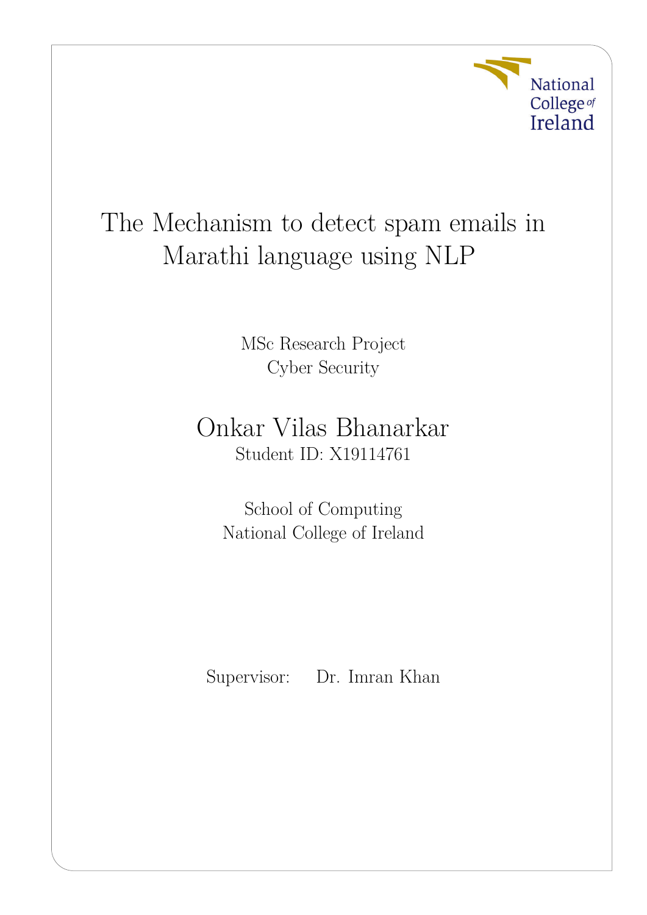# The Mechanism to detect spam emails in Marathi language using NLP

MSc Research Project
Cyber Security

Onkar Vilas Bhanarkar
Student ID: X19114761

School of Computing
National College of Ireland

Supervisor: Dr. Imran Khan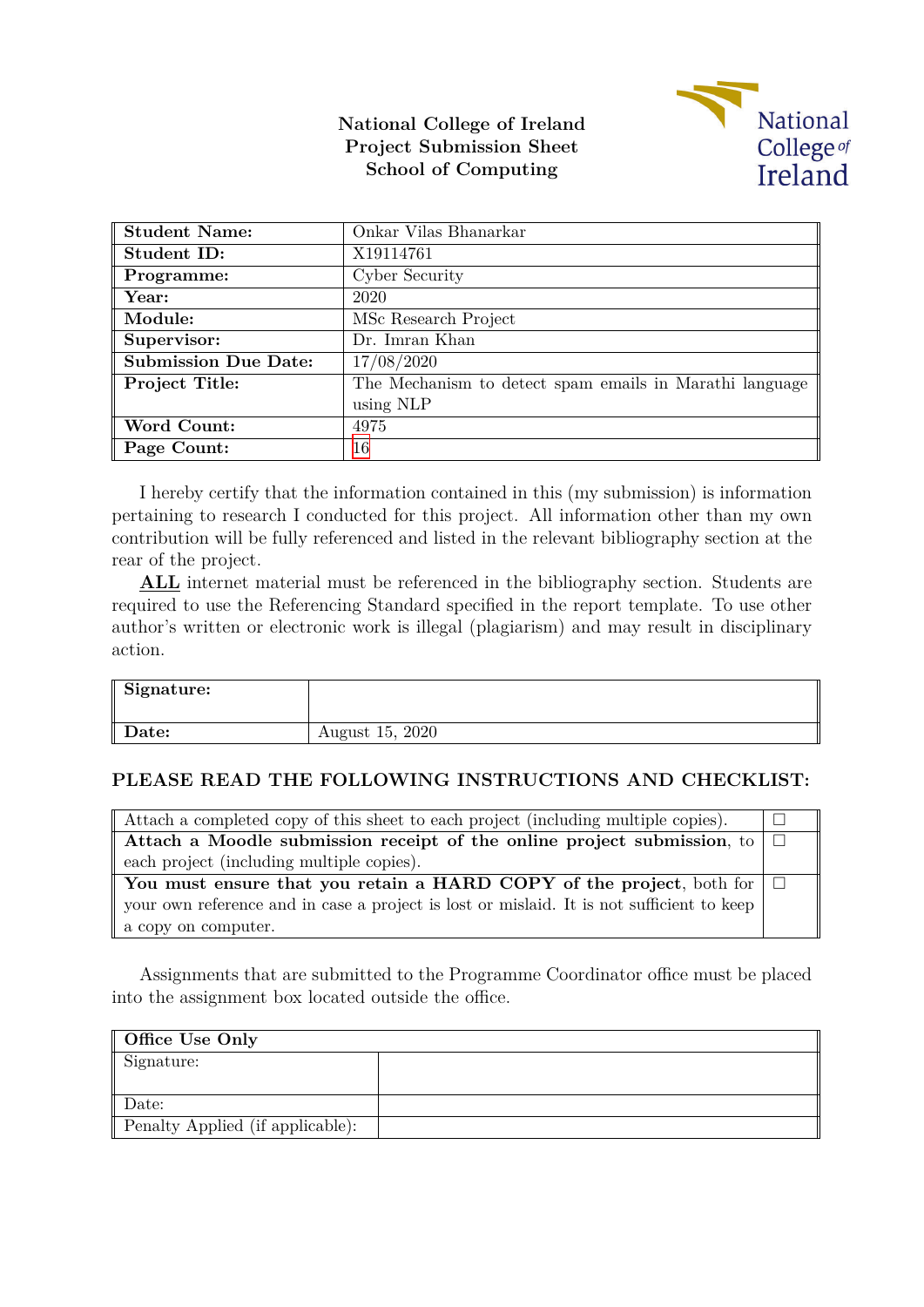**National College of Ireland**
**Project Submission Sheet**
**School of Computing**

National College of Ireland

| **Student Name:** | Onkar Vilas Bhanarkar |
|---|---|
| **Student ID:** | X19114761 |
| **Programme:** | Cyber Security |
| **Year:** | 2020 |
| **Module:** | MSc Research Project |
| **Supervisor:** | Dr. Imran Khan |
| **Submission Due Date:** | 17/08/2020 |
| **Project Title:** | The Mechanism to detect spam emails in Marathi language using NLP |
| **Word Count:** | 4975 |
| **Page Count:** | 16 |

I hereby certify that the information contained in this (my submission) is information pertaining to research I conducted for this project. All information other than my own contribution will be fully referenced and listed in the relevant bibliography section at the rear of the project.

**ALL** internet material must be referenced in the bibliography section. Students are required to use the Referencing Standard specified in the report template. To use other author's written or electronic work is illegal (plagiarism) and may result in disciplinary action.

| **Signature:** | |
|---|---|
| **Date:** | August 15, 2020 |

**PLEASE READ THE FOLLOWING INSTRUCTIONS AND CHECKLIST:**

| | |
|---|---|
| Attach a completed copy of this sheet to each project (including multiple copies). | ☐ |
| **Attach a Moodle submission receipt of the online project submission**, to each project (including multiple copies). | ☐ |
| **You must ensure that you retain a HARD COPY of the project**, both for your own reference and in case a project is lost or mislaid. It is not sufficient to keep a copy on computer. | ☐ |

Assignments that are submitted to the Programme Coordinator office must be placed into the assignment box located outside the office.

| **Office Use Only** | |
|---|---|
| Signature: | |
| Date: | |
| Penalty Applied (if applicable): | |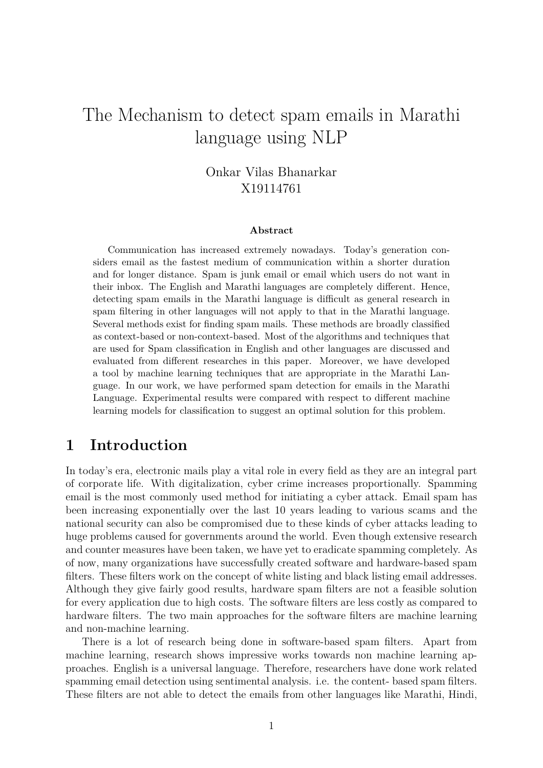# The Mechanism to detect spam emails in Marathi language using NLP

Onkar Vilas Bhanarkar
X19114761

**Abstract**

Communication has increased extremely nowadays. Today's generation considers email as the fastest medium of communication within a shorter duration and for longer distance. Spam is junk email or email which users do not want in their inbox. The English and Marathi languages are completely different. Hence, detecting spam emails in the Marathi language is difficult as general research in spam filtering in other languages will not apply to that in the Marathi language. Several methods exist for finding spam mails. These methods are broadly classified as context-based or non-context-based. Most of the algorithms and techniques that are used for Spam classification in English and other languages are discussed and evaluated from different researches in this paper. Moreover, we have developed a tool by machine learning techniques that are appropriate in the Marathi Language. In our work, we have performed spam detection for emails in the Marathi Language. Experimental results were compared with respect to different machine learning models for classification to suggest an optimal solution for this problem.

## 1 Introduction

In today's era, electronic mails play a vital role in every field as they are an integral part of corporate life. With digitalization, cyber crime increases proportionally. Spamming email is the most commonly used method for initiating a cyber attack. Email spam has been increasing exponentially over the last 10 years leading to various scams and the national security can also be compromised due to these kinds of cyber attacks leading to huge problems caused for governments around the world. Even though extensive research and counter measures have been taken, we have yet to eradicate spamming completely. As of now, many organizations have successfully created software and hardware-based spam filters. These filters work on the concept of white listing and black listing email addresses. Although they give fairly good results, hardware spam filters are not a feasible solution for every application due to high costs. The software filters are less costly as compared to hardware filters. The two main approaches for the software filters are machine learning and non-machine learning.

There is a lot of research being done in software-based spam filters. Apart from machine learning, research shows impressive works towards non machine learning approaches. English is a universal language. Therefore, researchers have done work related spamming email detection using sentimental analysis. i.e. the content- based spam filters. These filters are not able to detect the emails from other languages like Marathi, Hindi,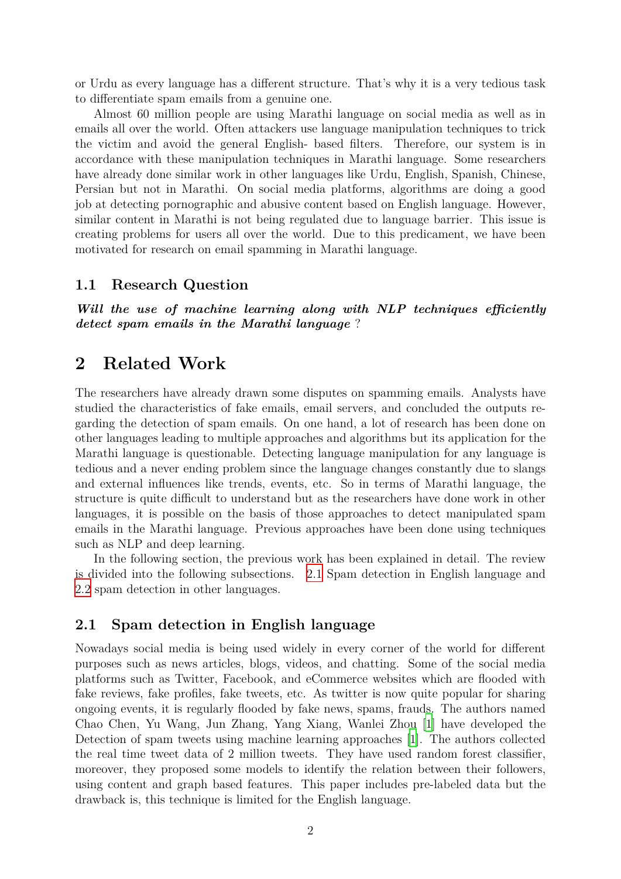or Urdu as every language has a different structure. That's why it is a very tedious task to differentiate spam emails from a genuine one.

Almost 60 million people are using Marathi language on social media as well as in emails all over the world. Often attackers use language manipulation techniques to trick the victim and avoid the general English- based filters. Therefore, our system is in accordance with these manipulation techniques in Marathi language. Some researchers have already done similar work in other languages like Urdu, English, Spanish, Chinese, Persian but not in Marathi. On social media platforms, algorithms are doing a good job at detecting pornographic and abusive content based on English language. However, similar content in Marathi is not being regulated due to language barrier. This issue is creating problems for users all over the world. Due to this predicament, we have been motivated for research on email spamming in Marathi language.

### 1.1 Research Question

***Will the use of machine learning along with NLP techniques efficiently detect spam emails in the Marathi language*** ?

## 2 Related Work

The researchers have already drawn some disputes on spamming emails. Analysts have studied the characteristics of fake emails, email servers, and concluded the outputs regarding the detection of spam emails. On one hand, a lot of research has been done on other languages leading to multiple approaches and algorithms but its application for the Marathi language is questionable. Detecting language manipulation for any language is tedious and a never ending problem since the language changes constantly due to slangs and external influences like trends, events, etc. So in terms of Marathi language, the structure is quite difficult to understand but as the researchers have done work in other languages, it is possible on the basis of those approaches to detect manipulated spam emails in the Marathi language. Previous approaches have been done using techniques such as NLP and deep learning.

In the following section, the previous work has been explained in detail. The review is divided into the following subsections. 2.1 Spam detection in English language and 2.2 spam detection in other languages.

### 2.1 Spam detection in English language

Nowadays social media is being used widely in every corner of the world for different purposes such as news articles, blogs, videos, and chatting. Some of the social media platforms such as Twitter, Facebook, and eCommerce websites which are flooded with fake reviews, fake profiles, fake tweets, etc. As twitter is now quite popular for sharing ongoing events, it is regularly flooded by fake news, spams, frauds. The authors named Chao Chen, Yu Wang, Jun Zhang, Yang Xiang, Wanlei Zhou [1] have developed the Detection of spam tweets using machine learning approaches [1]. The authors collected the real time tweet data of 2 million tweets. They have used random forest classifier, moreover, they proposed some models to identify the relation between their followers, using content and graph based features. This paper includes pre-labeled data but the drawback is, this technique is limited for the English language.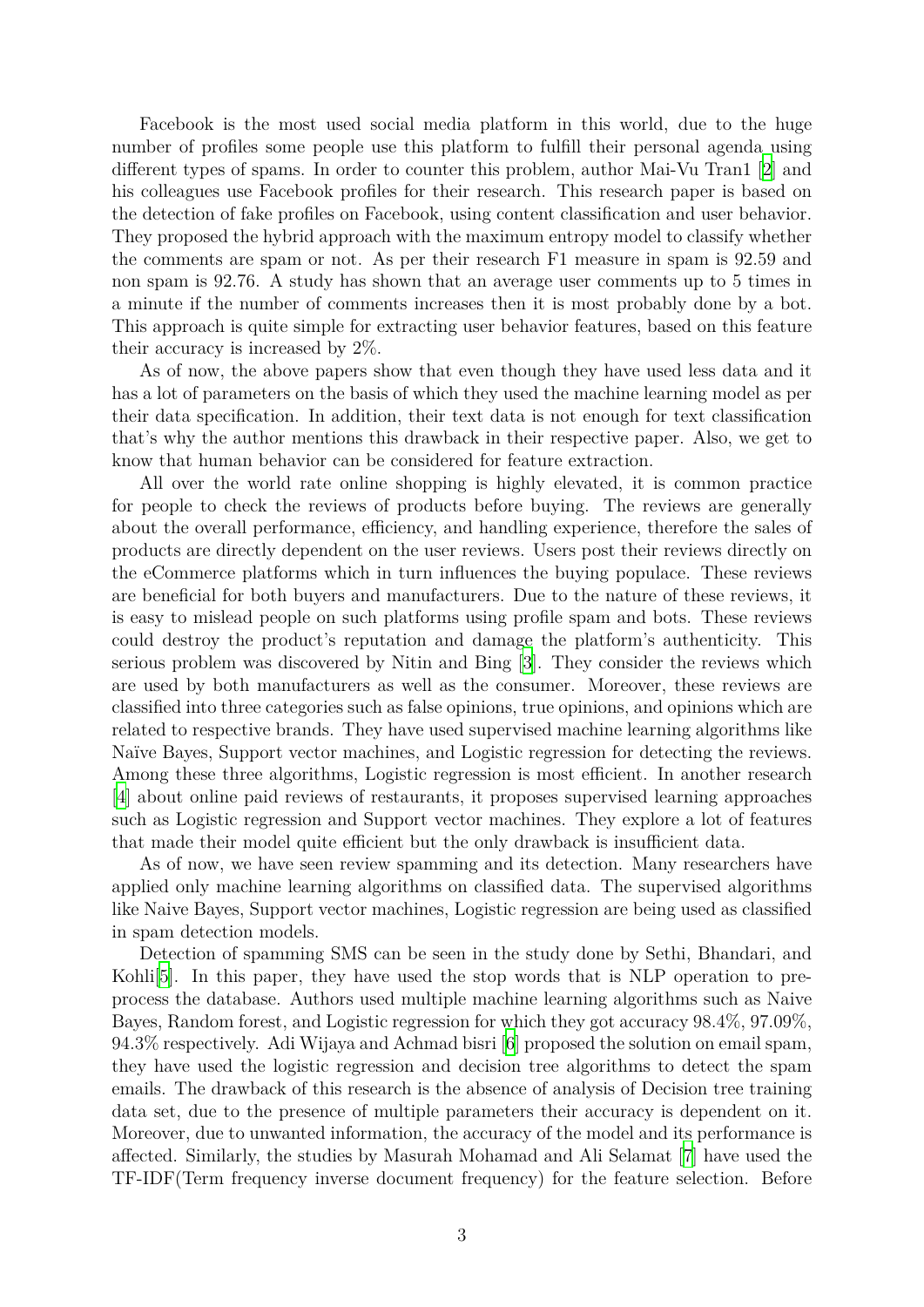Facebook is the most used social media platform in this world, due to the huge number of profiles some people use this platform to fulfill their personal agenda using different types of spams. In order to counter this problem, author Mai-Vu Tran1 [2] and his colleagues use Facebook profiles for their research. This research paper is based on the detection of fake profiles on Facebook, using content classification and user behavior. They proposed the hybrid approach with the maximum entropy model to classify whether the comments are spam or not. As per their research F1 measure in spam is 92.59 and non spam is 92.76. A study has shown that an average user comments up to 5 times in a minute if the number of comments increases then it is most probably done by a bot. This approach is quite simple for extracting user behavior features, based on this feature their accuracy is increased by 2%.

As of now, the above papers show that even though they have used less data and it has a lot of parameters on the basis of which they used the machine learning model as per their data specification. In addition, their text data is not enough for text classification that's why the author mentions this drawback in their respective paper. Also, we get to know that human behavior can be considered for feature extraction.

All over the world rate online shopping is highly elevated, it is common practice for people to check the reviews of products before buying. The reviews are generally about the overall performance, efficiency, and handling experience, therefore the sales of products are directly dependent on the user reviews. Users post their reviews directly on the eCommerce platforms which in turn influences the buying populace. These reviews are beneficial for both buyers and manufacturers. Due to the nature of these reviews, it is easy to mislead people on such platforms using profile spam and bots. These reviews could destroy the product's reputation and damage the platform's authenticity. This serious problem was discovered by Nitin and Bing [3]. They consider the reviews which are used by both manufacturers as well as the consumer. Moreover, these reviews are classified into three categories such as false opinions, true opinions, and opinions which are related to respective brands. They have used supervised machine learning algorithms like Naïve Bayes, Support vector machines, and Logistic regression for detecting the reviews. Among these three algorithms, Logistic regression is most efficient. In another research [4] about online paid reviews of restaurants, it proposes supervised learning approaches such as Logistic regression and Support vector machines. They explore a lot of features that made their model quite efficient but the only drawback is insufficient data.

As of now, we have seen review spamming and its detection. Many researchers have applied only machine learning algorithms on classified data. The supervised algorithms like Naive Bayes, Support vector machines, Logistic regression are being used as classified in spam detection models.

Detection of spamming SMS can be seen in the study done by Sethi, Bhandari, and Kohli[5]. In this paper, they have used the stop words that is NLP operation to preprocess the database. Authors used multiple machine learning algorithms such as Naive Bayes, Random forest, and Logistic regression for which they got accuracy 98.4%, 97.09%, 94.3% respectively. Adi Wijaya and Achmad bisri [6] proposed the solution on email spam, they have used the logistic regression and decision tree algorithms to detect the spam emails. The drawback of this research is the absence of analysis of Decision tree training data set, due to the presence of multiple parameters their accuracy is dependent on it. Moreover, due to unwanted information, the accuracy of the model and its performance is affected. Similarly, the studies by Masurah Mohamad and Ali Selamat [7] have used the TF-IDF(Term frequency inverse document frequency) for the feature selection. Before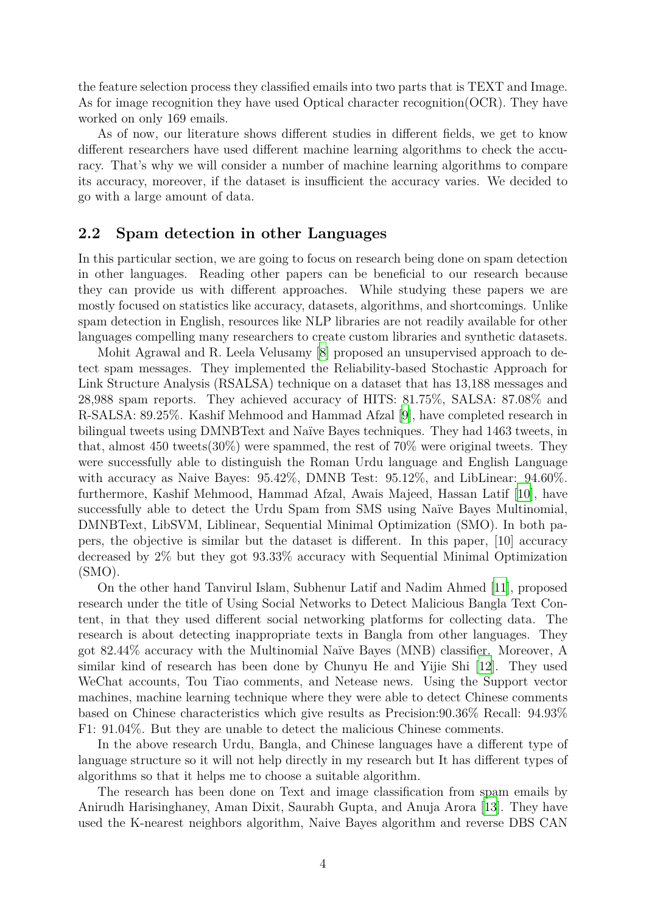the feature selection process they classified emails into two parts that is TEXT and Image. As for image recognition they have used Optical character recognition(OCR). They have worked on only 169 emails.

As of now, our literature shows different studies in different fields, we get to know different researchers have used different machine learning algorithms to check the accuracy. That's why we will consider a number of machine learning algorithms to compare its accuracy, moreover, if the dataset is insufficient the accuracy varies. We decided to go with a large amount of data.

## 2.2 Spam detection in other Languages

In this particular section, we are going to focus on research being done on spam detection in other languages. Reading other papers can be beneficial to our research because they can provide us with different approaches. While studying these papers we are mostly focused on statistics like accuracy, datasets, algorithms, and shortcomings. Unlike spam detection in English, resources like NLP libraries are not readily available for other languages compelling many researchers to create custom libraries and synthetic datasets.

Mohit Agrawal and R. Leela Velusamy [8] proposed an unsupervised approach to detect spam messages. They implemented the Reliability-based Stochastic Approach for Link Structure Analysis (RSALSA) technique on a dataset that has 13,188 messages and 28,988 spam reports. They achieved accuracy of HITS: 81.75%, SALSA: 87.08% and R-SALSA: 89.25%. Kashif Mehmood and Hammad Afzal [9], have completed research in bilingual tweets using DMNBText and Naïve Bayes techniques. They had 1463 tweets, in that, almost 450 tweets(30%) were spammed, the rest of 70% were original tweets. They were successfully able to distinguish the Roman Urdu language and English Language with accuracy as Naive Bayes: 95.42%, DMNB Test: 95.12%, and LibLinear: 94.60%. furthermore, Kashif Mehmood, Hammad Afzal, Awais Majeed, Hassan Latif [10], have successfully able to detect the Urdu Spam from SMS using Naïve Bayes Multinomial, DMNBText, LibSVM, Liblinear, Sequential Minimal Optimization (SMO). In both papers, the objective is similar but the dataset is different. In this paper, [10] accuracy decreased by 2% but they got 93.33% accuracy with Sequential Minimal Optimization (SMO).

On the other hand Tanvirul Islam, Subhenur Latif and Nadim Ahmed [11], proposed research under the title of Using Social Networks to Detect Malicious Bangla Text Content, in that they used different social networking platforms for collecting data. The research is about detecting inappropriate texts in Bangla from other languages. They got 82.44% accuracy with the Multinomial Naïve Bayes (MNB) classifier. Moreover, A similar kind of research has been done by Chunyu He and Yijie Shi [12]. They used WeChat accounts, Tou Tiao comments, and Netease news. Using the Support vector machines, machine learning technique where they were able to detect Chinese comments based on Chinese characteristics which give results as Precision:90.36% Recall: 94.93% F1: 91.04%. But they are unable to detect the malicious Chinese comments.

In the above research Urdu, Bangla, and Chinese languages have a different type of language structure so it will not help directly in my research but It has different types of algorithms so that it helps me to choose a suitable algorithm.

The research has been done on Text and image classification from spam emails by Anirudh Harisinghaney, Aman Dixit, Saurabh Gupta, and Anuja Arora [13]. They have used the K-nearest neighbors algorithm, Naive Bayes algorithm and reverse DBS CAN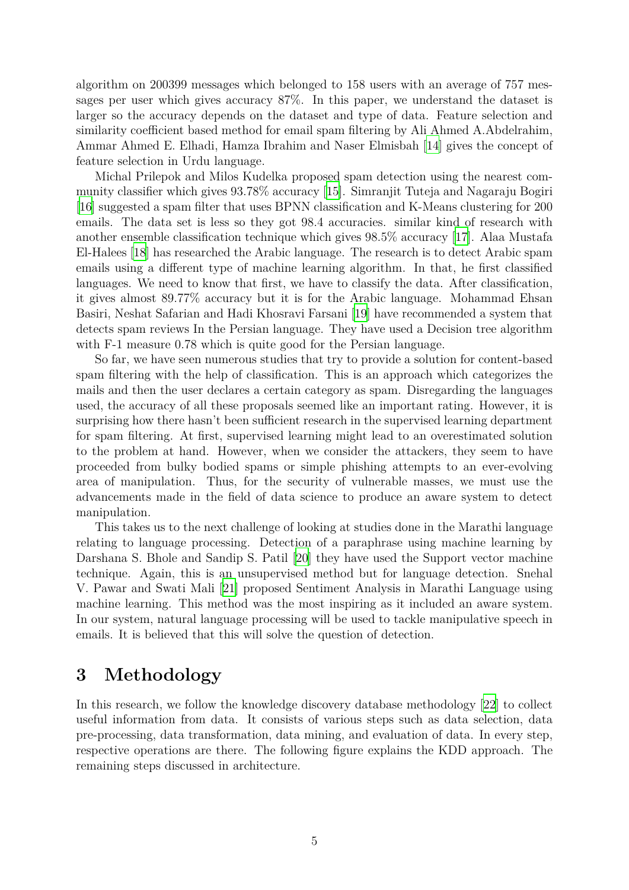algorithm on 200399 messages which belonged to 158 users with an average of 757 messages per user which gives accuracy 87%. In this paper, we understand the dataset is larger so the accuracy depends on the dataset and type of data. Feature selection and similarity coefficient based method for email spam filtering by Ali Ahmed A.Abdelrahim, Ammar Ahmed E. Elhadi, Hamza Ibrahim and Naser Elmisbah [14] gives the concept of feature selection in Urdu language.

Michal Prilepok and Milos Kudelka proposed spam detection using the nearest community classifier which gives 93.78% accuracy [15]. Simranjit Tuteja and Nagaraju Bogiri [16] suggested a spam filter that uses BPNN classification and K-Means clustering for 200 emails. The data set is less so they got 98.4 accuracies. similar kind of research with another ensemble classification technique which gives 98.5% accuracy [17]. Alaa Mustafa El-Halees [18] has researched the Arabic language. The research is to detect Arabic spam emails using a different type of machine learning algorithm. In that, he first classified languages. We need to know that first, we have to classify the data. After classification, it gives almost 89.77% accuracy but it is for the Arabic language. Mohammad Ehsan Basiri, Neshat Safarian and Hadi Khosravi Farsani [19] have recommended a system that detects spam reviews In the Persian language. They have used a Decision tree algorithm with F-1 measure 0.78 which is quite good for the Persian language.

So far, we have seen numerous studies that try to provide a solution for content-based spam filtering with the help of classification. This is an approach which categorizes the mails and then the user declares a certain category as spam. Disregarding the languages used, the accuracy of all these proposals seemed like an important rating. However, it is surprising how there hasn't been sufficient research in the supervised learning department for spam filtering. At first, supervised learning might lead to an overestimated solution to the problem at hand. However, when we consider the attackers, they seem to have proceeded from bulky bodied spams or simple phishing attempts to an ever-evolving area of manipulation. Thus, for the security of vulnerable masses, we must use the advancements made in the field of data science to produce an aware system to detect manipulation.

This takes us to the next challenge of looking at studies done in the Marathi language relating to language processing. Detection of a paraphrase using machine learning by Darshana S. Bhole and Sandip S. Patil [20] they have used the Support vector machine technique. Again, this is an unsupervised method but for language detection. Snehal V. Pawar and Swati Mali [21] proposed Sentiment Analysis in Marathi Language using machine learning. This method was the most inspiring as it included an aware system. In our system, natural language processing will be used to tackle manipulative speech in emails. It is believed that this will solve the question of detection.

# 3 Methodology

In this research, we follow the knowledge discovery database methodology [22] to collect useful information from data. It consists of various steps such as data selection, data pre-processing, data transformation, data mining, and evaluation of data. In every step, respective operations are there. The following figure explains the KDD approach. The remaining steps discussed in architecture.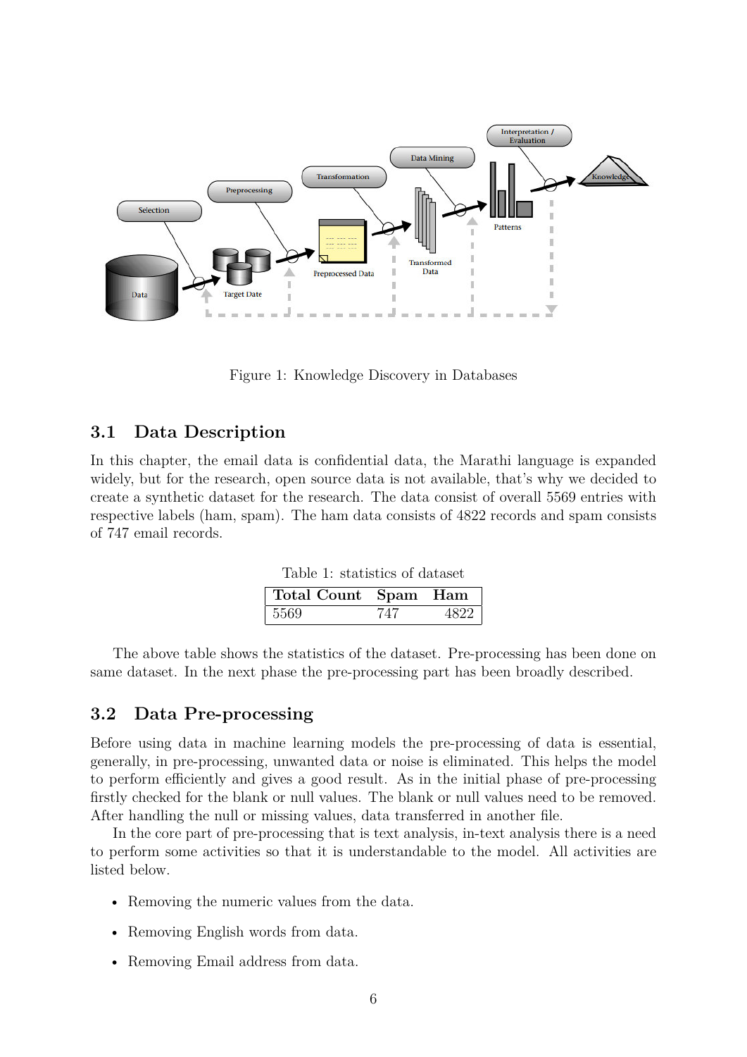Figure 1: Knowledge Discovery in Databases

## 3.1 Data Description

In this chapter, the email data is confidential data, the Marathi language is expanded widely, but for the research, open source data is not available, that's why we decided to create a synthetic dataset for the research. The data consist of overall 5569 entries with respective labels (ham, spam). The ham data consists of 4822 records and spam consists of 747 email records.

Table 1: statistics of dataset

| Total Count | Spam | Ham |
|---|---|---|
| 5569 | 747 | 4822 |

The above table shows the statistics of the dataset. Pre-processing has been done on same dataset. In the next phase the pre-processing part has been broadly described.

## 3.2 Data Pre-processing

Before using data in machine learning models the pre-processing of data is essential, generally, in pre-processing, unwanted data or noise is eliminated. This helps the model to perform efficiently and gives a good result. As in the initial phase of pre-processing firstly checked for the blank or null values. The blank or null values need to be removed. After handling the null or missing values, data transferred in another file.

In the core part of pre-processing that is text analysis, in-text analysis there is a need to perform some activities so that it is understandable to the model. All activities are listed below.

- Removing the numeric values from the data.
- Removing English words from data.
- Removing Email address from data.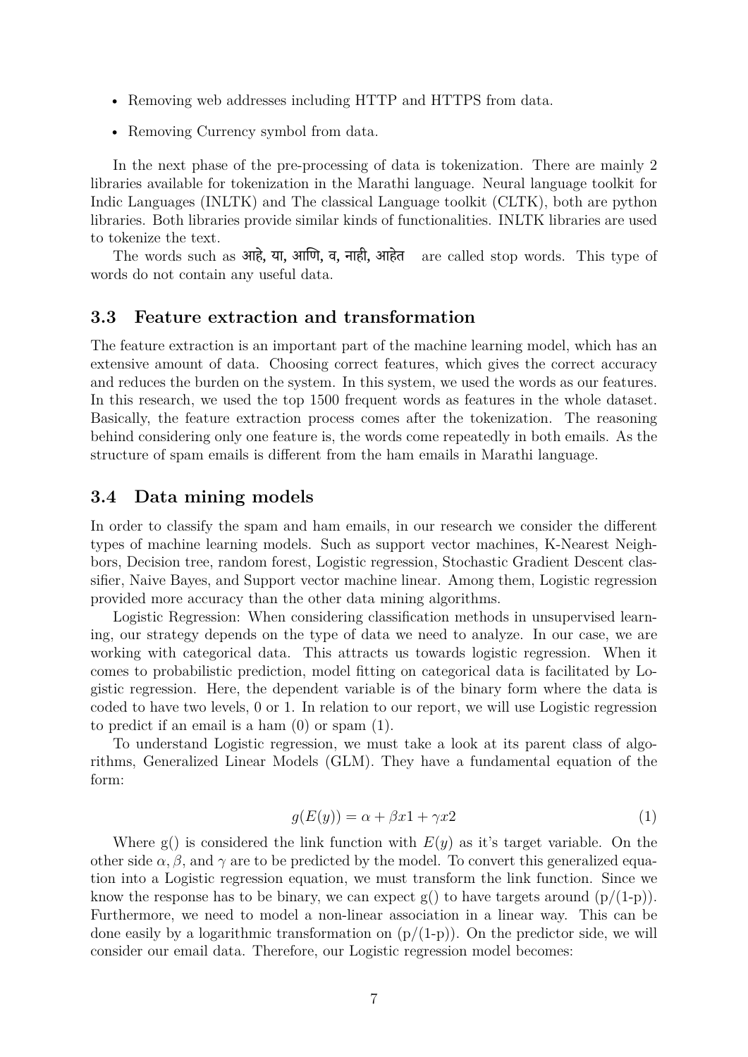- Removing web addresses including HTTP and HTTPS from data.
- Removing Currency symbol from data.

In the next phase of the pre-processing of data is tokenization. There are mainly 2 libraries available for tokenization in the Marathi language. Neural language toolkit for Indic Languages (INLTK) and The classical Language toolkit (CLTK), both are python libraries. Both libraries provide similar kinds of functionalities. INLTK libraries are used to tokenize the text.

The words such as आहे, या, आणि, व, नाही, आहेत are called stop words. This type of words do not contain any useful data.

### 3.3 Feature extraction and transformation

The feature extraction is an important part of the machine learning model, which has an extensive amount of data. Choosing correct features, which gives the correct accuracy and reduces the burden on the system. In this system, we used the words as our features. In this research, we used the top 1500 frequent words as features in the whole dataset. Basically, the feature extraction process comes after the tokenization. The reasoning behind considering only one feature is, the words come repeatedly in both emails. As the structure of spam emails is different from the ham emails in Marathi language.

### 3.4 Data mining models

In order to classify the spam and ham emails, in our research we consider the different types of machine learning models. Such as support vector machines, K-Nearest Neighbors, Decision tree, random forest, Logistic regression, Stochastic Gradient Descent classifier, Naive Bayes, and Support vector machine linear. Among them, Logistic regression provided more accuracy than the other data mining algorithms.

Logistic Regression: When considering classification methods in unsupervised learning, our strategy depends on the type of data we need to analyze. In our case, we are working with categorical data. This attracts us towards logistic regression. When it comes to probabilistic prediction, model fitting on categorical data is facilitated by Logistic regression. Here, the dependent variable is of the binary form where the data is coded to have two levels, 0 or 1. In relation to our report, we will use Logistic regression to predict if an email is a ham (0) or spam (1).

To understand Logistic regression, we must take a look at its parent class of algorithms, Generalized Linear Models (GLM). They have a fundamental equation of the form:

$$g(E(y)) = \alpha + \beta x1 + \gamma x2 \tag{1}$$

Where g() is considered the link function with $E(y)$ as it's target variable. On the other side $\alpha, \beta$, and $\gamma$ are to be predicted by the model. To convert this generalized equation into a Logistic regression equation, we must transform the link function. Since we know the response has to be binary, we can expect g() to have targets around (p/(1-p)). Furthermore, we need to model a non-linear association in a linear way. This can be done easily by a logarithmic transformation on (p/(1-p)). On the predictor side, we will consider our email data. Therefore, our Logistic regression model becomes: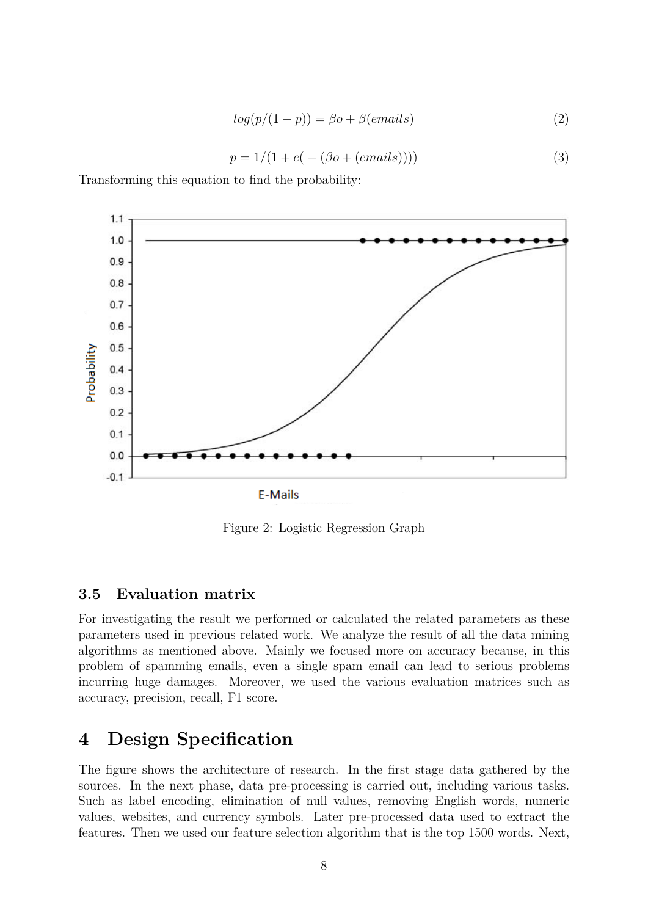$$log(p/(1-p)) = \beta o + \beta(emails) \tag{2}$$

$$p = 1/(1 + e(-(\beta o + (emails)))) \tag{3}$$

Transforming this equation to find the probability:

Figure 2: Logistic Regression Graph

### 3.5 Evaluation matrix

For investigating the result we performed or calculated the related parameters as these parameters used in previous related work. We analyze the result of all the data mining algorithms as mentioned above. Mainly we focused more on accuracy because, in this problem of spamming emails, even a single spam email can lead to serious problems incurring huge damages. Moreover, we used the various evaluation matrices such as accuracy, precision, recall, F1 score.

## 4 Design Specification

The figure shows the architecture of research. In the first stage data gathered by the sources. In the next phase, data pre-processing is carried out, including various tasks. Such as label encoding, elimination of null values, removing English words, numeric values, websites, and currency symbols. Later pre-processed data used to extract the features. Then we used our feature selection algorithm that is the top 1500 words. Next,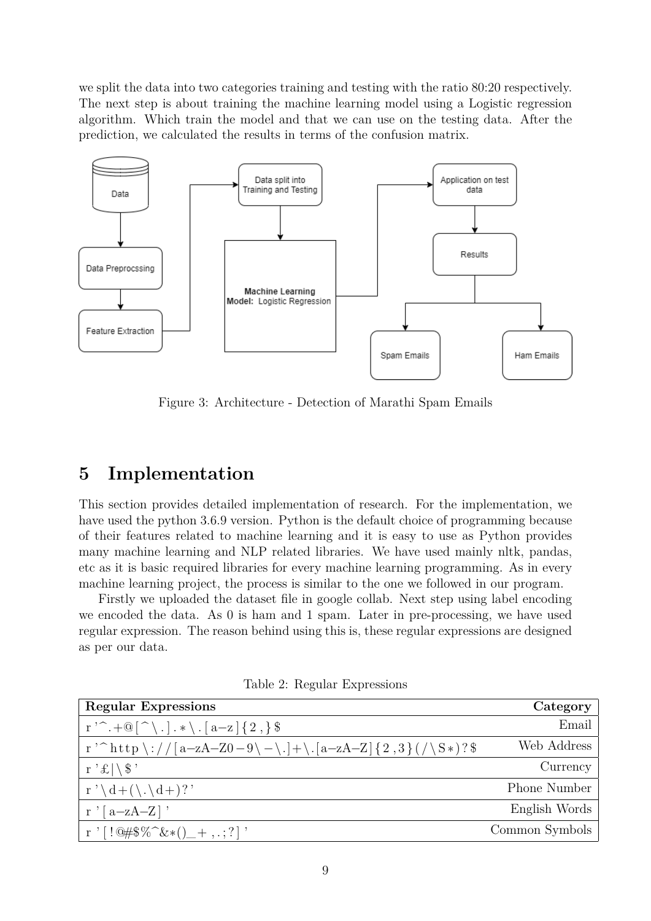we split the data into two categories training and testing with the ratio 80:20 respectively. The next step is about training the machine learning model using a Logistic regression algorithm. Which train the model and that we can use on the testing data. After the prediction, we calculated the results in terms of the confusion matrix.

Figure 3: Architecture - Detection of Marathi Spam Emails

# 5 Implementation

This section provides detailed implementation of research. For the implementation, we have used the python 3.6.9 version. Python is the default choice of programming because of their features related to machine learning and it is easy to use as Python provides many machine learning and NLP related libraries. We have used mainly nltk, pandas, etc as it is basic required libraries for every machine learning programming. As in every machine learning project, the process is similar to the one we followed in our program.

Firstly we uploaded the dataset file in google collab. Next step using label encoding we encoded the data. As 0 is ham and 1 spam. Later in pre-processing, we have used regular expression. The reason behind using this is, these regular expressions are designed as per our data.

Table 2: Regular Expressions

| Regular Expressions | Category |
|---|---|
| r'^.+@[^\.].*\.[a-z]{2,}$ | Email |
| r'^http\://[a-zA-Z0-9\-\.]+\.[a-zA-Z]{2,3}(/\S*)?$ | Web Address |
| r'£\|\$' | Currency |
| r'\d+(\.\d+)?' | Phone Number |
| r'[a-zA-Z]' | English Words |
| r'[!@#$%^&*()_+,.;?]' | Common Symbols |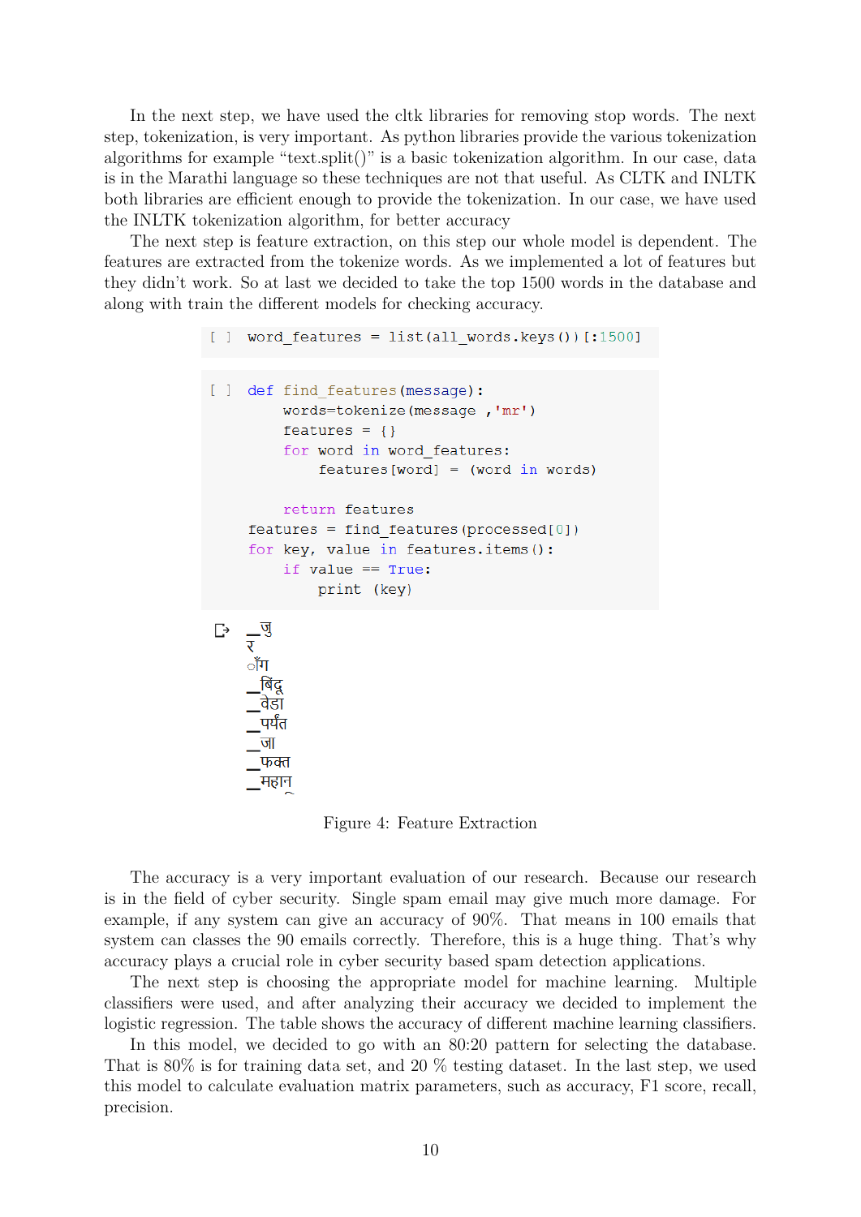In the next step, we have used the cltk libraries for removing stop words. The next step, tokenization, is very important. As python libraries provide the various tokenization algorithms for example "text.split()" is a basic tokenization algorithm. In our case, data is in the Marathi language so these techniques are not that useful. As CLTK and INLTK both libraries are efficient enough to provide the tokenization. In our case, we have used the INLTK tokenization algorithm, for better accuracy

The next step is feature extraction, on this step our whole model is dependent. The features are extracted from the tokenize words. As we implemented a lot of features but they didn't work. So at last we decided to take the top 1500 words in the database and along with train the different models for checking accuracy.

```
[ ] word_features = list(all_words.keys())[:1500]
```

```
[ ] def find_features(message):
        words=tokenize(message ,'mr')
        features = {}
        for word in word_features:
            features[word] = (word in words)

        return features
    features = find_features(processed[0])
    for key, value in features.items():
        if value == True:
            print (key)
```

```
▁जु
र
ाँग
▁बिंदू
▁वेडा
▁पर्यंत
▁जा
▁फक्त
▁महान
```

Figure 4: Feature Extraction

The accuracy is a very important evaluation of our research. Because our research is in the field of cyber security. Single spam email may give much more damage. For example, if any system can give an accuracy of 90%. That means in 100 emails that system can classes the 90 emails correctly. Therefore, this is a huge thing. That's why accuracy plays a crucial role in cyber security based spam detection applications.

The next step is choosing the appropriate model for machine learning. Multiple classifiers were used, and after analyzing their accuracy we decided to implement the logistic regression. The table shows the accuracy of different machine learning classifiers.

In this model, we decided to go with an 80:20 pattern for selecting the database. That is 80% is for training data set, and 20 % testing dataset. In the last step, we used this model to calculate evaluation matrix parameters, such as accuracy, F1 score, recall, precision.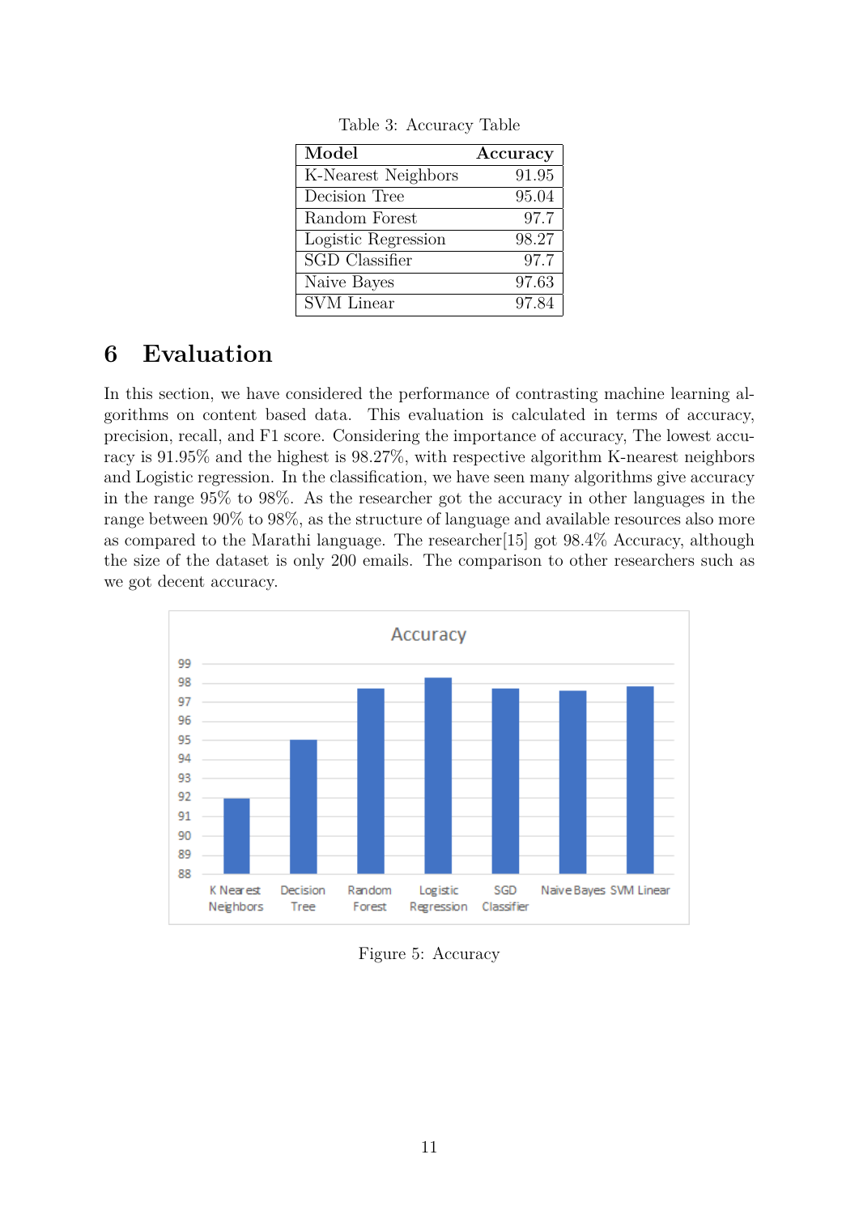Table 3: Accuracy Table

| Model | Accuracy |
|---|---|
| K-Nearest Neighbors | 91.95 |
| Decision Tree | 95.04 |
| Random Forest | 97.7 |
| Logistic Regression | 98.27 |
| SGD Classifier | 97.7 |
| Naive Bayes | 97.63 |
| SVM Linear | 97.84 |

## 6 Evaluation

In this section, we have considered the performance of contrasting machine learning algorithms on content based data. This evaluation is calculated in terms of accuracy, precision, recall, and F1 score. Considering the importance of accuracy, The lowest accuracy is 91.95% and the highest is 98.27%, with respective algorithm K-nearest neighbors and Logistic regression. In the classification, we have seen many algorithms give accuracy in the range 95% to 98%. As the researcher got the accuracy in other languages in the range between 90% to 98%, as the structure of language and available resources also more as compared to the Marathi language. The researcher[15] got 98.4% Accuracy, although the size of the dataset is only 200 emails. The comparison to other researchers such as we got decent accuracy.

Figure 5: Accuracy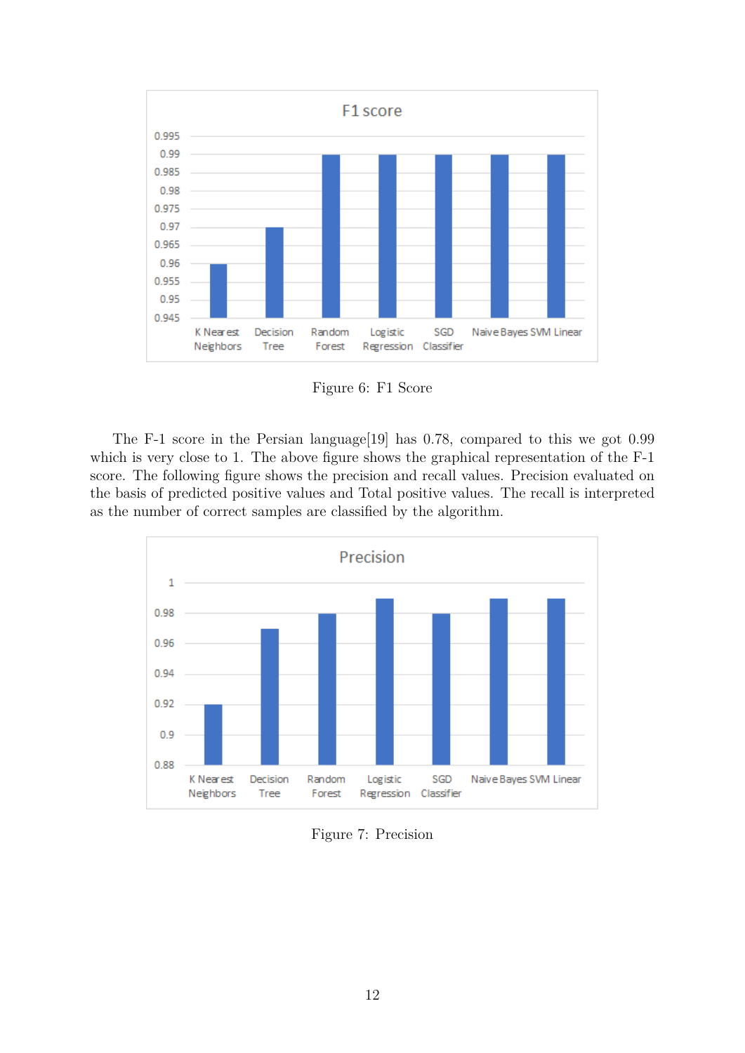Figure 6: F1 Score

The F-1 score in the Persian language[19] has 0.78, compared to this we got 0.99 which is very close to 1. The above figure shows the graphical representation of the F-1 score. The following figure shows the precision and recall values. Precision evaluated on the basis of predicted positive values and Total positive values. The recall is interpreted as the number of correct samples are classified by the algorithm.

Figure 7: Precision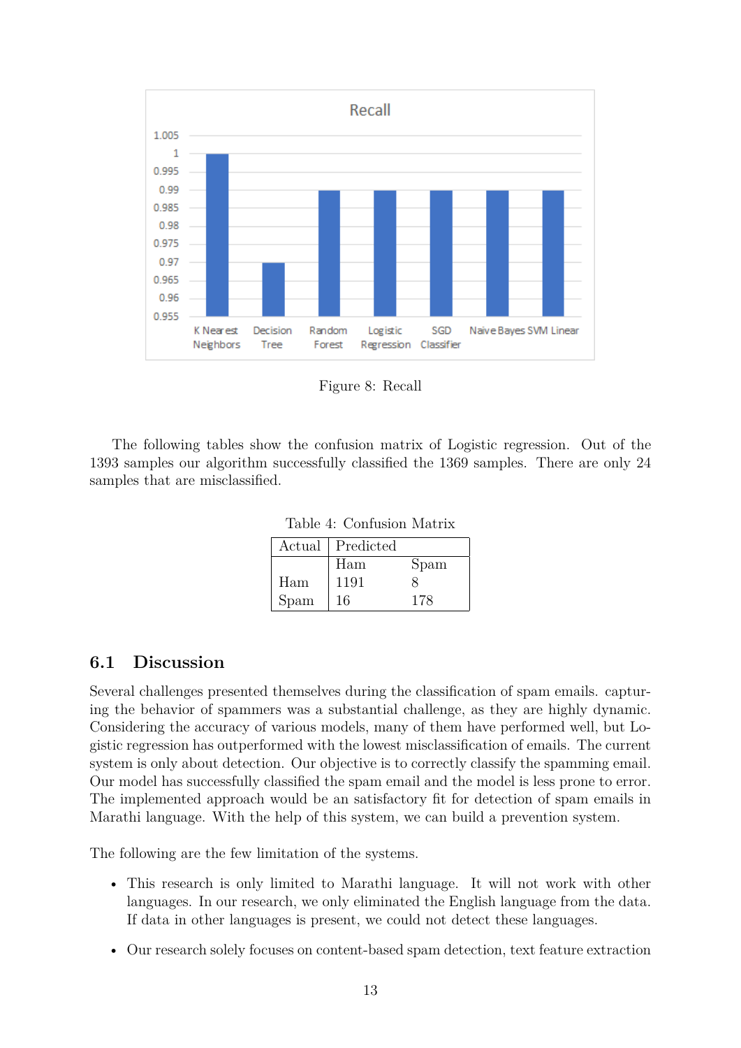Figure 8: Recall

The following tables show the confusion matrix of Logistic regression. Out of the 1393 samples our algorithm successfully classified the 1369 samples. There are only 24 samples that are misclassified.

Table 4: Confusion Matrix

| Actual | Predicted | |
|---|---|---|
| | Ham | Spam |
| Ham | 1191 | 8 |
| Spam | 16 | 178 |

## 6.1 Discussion

Several challenges presented themselves during the classification of spam emails. capturing the behavior of spammers was a substantial challenge, as they are highly dynamic. Considering the accuracy of various models, many of them have performed well, but Logistic regression has outperformed with the lowest misclassification of emails. The current system is only about detection. Our objective is to correctly classify the spamming email. Our model has successfully classified the spam email and the model is less prone to error. The implemented approach would be an satisfactory fit for detection of spam emails in Marathi language. With the help of this system, we can build a prevention system.

The following are the few limitation of the systems.

- This research is only limited to Marathi language. It will not work with other languages. In our research, we only eliminated the English language from the data. If data in other languages is present, we could not detect these languages.
- Our research solely focuses on content-based spam detection, text feature extraction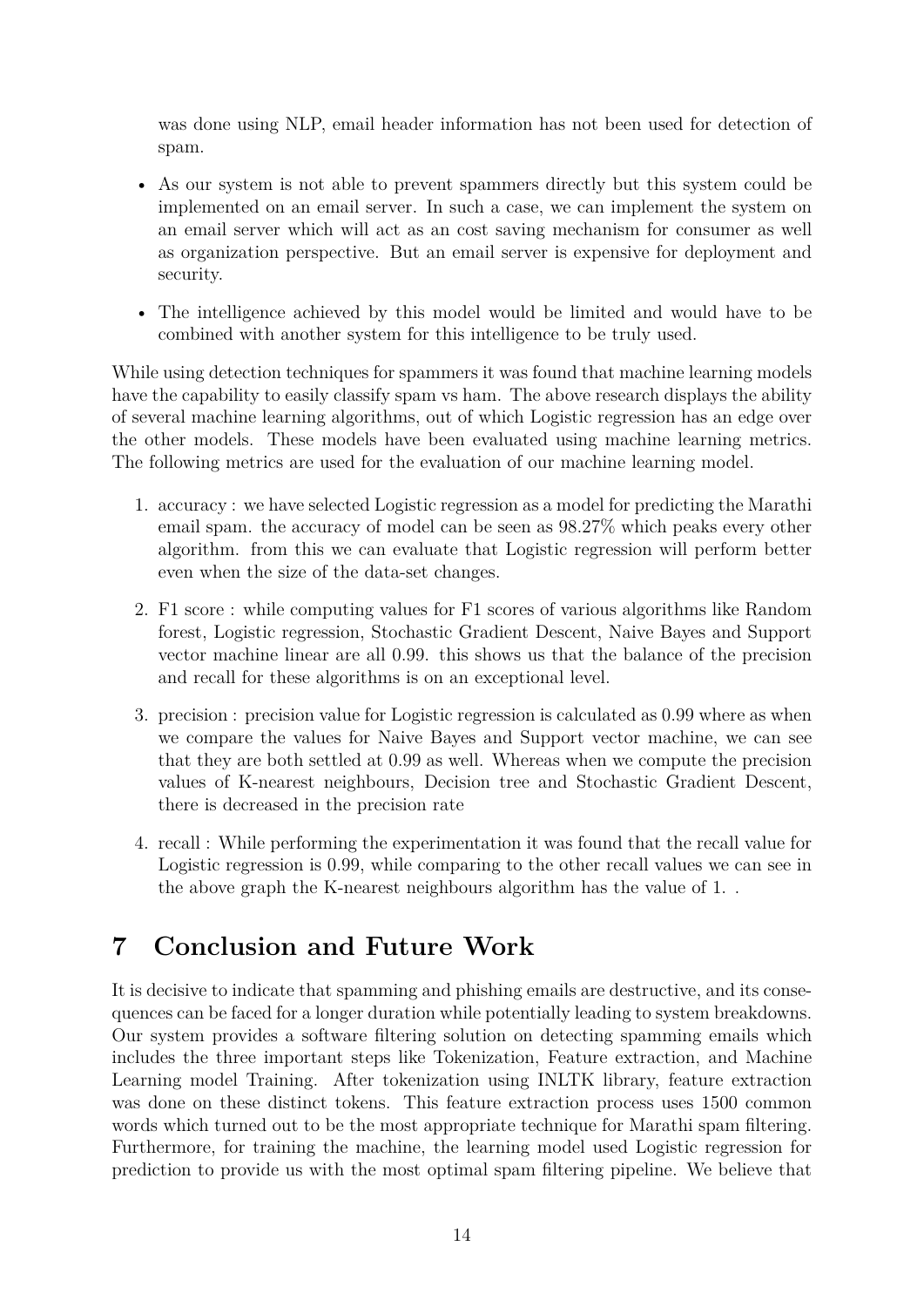was done using NLP, email header information has not been used for detection of spam.

- As our system is not able to prevent spammers directly but this system could be implemented on an email server. In such a case, we can implement the system on an email server which will act as an cost saving mechanism for consumer as well as organization perspective. But an email server is expensive for deployment and security.
- The intelligence achieved by this model would be limited and would have to be combined with another system for this intelligence to be truly used.

While using detection techniques for spammers it was found that machine learning models have the capability to easily classify spam vs ham. The above research displays the ability of several machine learning algorithms, out of which Logistic regression has an edge over the other models. These models have been evaluated using machine learning metrics. The following metrics are used for the evaluation of our machine learning model.

1. accuracy : we have selected Logistic regression as a model for predicting the Marathi email spam. the accuracy of model can be seen as 98.27% which peaks every other algorithm. from this we can evaluate that Logistic regression will perform better even when the size of the data-set changes.
2. F1 score : while computing values for F1 scores of various algorithms like Random forest, Logistic regression, Stochastic Gradient Descent, Naive Bayes and Support vector machine linear are all 0.99. this shows us that the balance of the precision and recall for these algorithms is on an exceptional level.
3. precision : precision value for Logistic regression is calculated as 0.99 where as when we compare the values for Naive Bayes and Support vector machine, we can see that they are both settled at 0.99 as well. Whereas when we compute the precision values of K-nearest neighbours, Decision tree and Stochastic Gradient Descent, there is decreased in the precision rate
4. recall : While performing the experimentation it was found that the recall value for Logistic regression is 0.99, while comparing to the other recall values we can see in the above graph the K-nearest neighbours algorithm has the value of 1. .

# 7 Conclusion and Future Work

It is decisive to indicate that spamming and phishing emails are destructive, and its consequences can be faced for a longer duration while potentially leading to system breakdowns. Our system provides a software filtering solution on detecting spamming emails which includes the three important steps like Tokenization, Feature extraction, and Machine Learning model Training. After tokenization using INLTK library, feature extraction was done on these distinct tokens. This feature extraction process uses 1500 common words which turned out to be the most appropriate technique for Marathi spam filtering. Furthermore, for training the machine, the learning model used Logistic regression for prediction to provide us with the most optimal spam filtering pipeline. We believe that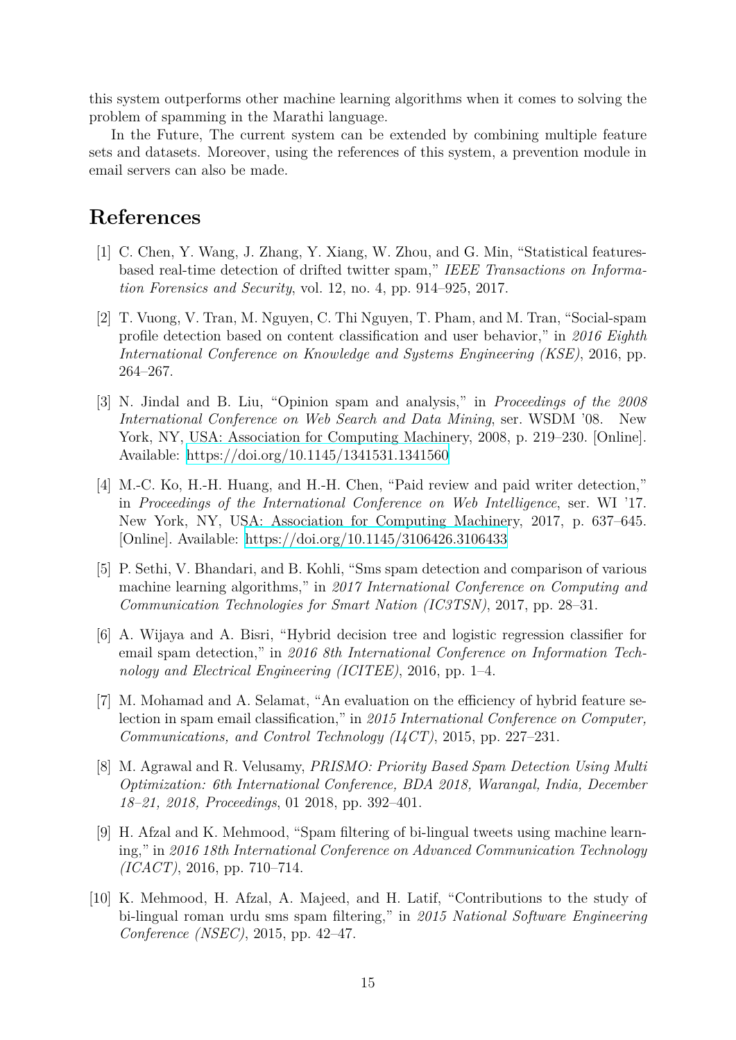this system outperforms other machine learning algorithms when it comes to solving the problem of spamming in the Marathi language.

In the Future, The current system can be extended by combining multiple feature sets and datasets. Moreover, using the references of this system, a prevention module in email servers can also be made.

# References

[1] C. Chen, Y. Wang, J. Zhang, Y. Xiang, W. Zhou, and G. Min, "Statistical features-based real-time detection of drifted twitter spam," *IEEE Transactions on Information Forensics and Security*, vol. 12, no. 4, pp. 914–925, 2017.

[2] T. Vuong, V. Tran, M. Nguyen, C. Thi Nguyen, T. Pham, and M. Tran, "Social-spam profile detection based on content classification and user behavior," in *2016 Eighth International Conference on Knowledge and Systems Engineering (KSE)*, 2016, pp. 264–267.

[3] N. Jindal and B. Liu, "Opinion spam and analysis," in *Proceedings of the 2008 International Conference on Web Search and Data Mining*, ser. WSDM '08. New York, NY, USA: Association for Computing Machinery, 2008, p. 219–230. [Online]. Available: https://doi.org/10.1145/1341531.1341560

[4] M.-C. Ko, H.-H. Huang, and H.-H. Chen, "Paid review and paid writer detection," in *Proceedings of the International Conference on Web Intelligence*, ser. WI '17. New York, NY, USA: Association for Computing Machinery, 2017, p. 637–645. [Online]. Available: https://doi.org/10.1145/3106426.3106433

[5] P. Sethi, V. Bhandari, and B. Kohli, "Sms spam detection and comparison of various machine learning algorithms," in *2017 International Conference on Computing and Communication Technologies for Smart Nation (IC3TSN)*, 2017, pp. 28–31.

[6] A. Wijaya and A. Bisri, "Hybrid decision tree and logistic regression classifier for email spam detection," in *2016 8th International Conference on Information Technology and Electrical Engineering (ICITEE)*, 2016, pp. 1–4.

[7] M. Mohamad and A. Selamat, "An evaluation on the efficiency of hybrid feature selection in spam email classification," in *2015 International Conference on Computer, Communications, and Control Technology (I4CT)*, 2015, pp. 227–231.

[8] M. Agrawal and R. Velusamy, *PRISMO: Priority Based Spam Detection Using Multi Optimization: 6th International Conference, BDA 2018, Warangal, India, December 18–21, 2018, Proceedings*, 01 2018, pp. 392–401.

[9] H. Afzal and K. Mehmood, "Spam filtering of bi-lingual tweets using machine learning," in *2016 18th International Conference on Advanced Communication Technology (ICACT)*, 2016, pp. 710–714.

[10] K. Mehmood, H. Afzal, A. Majeed, and H. Latif, "Contributions to the study of bi-lingual roman urdu sms spam filtering," in *2015 National Software Engineering Conference (NSEC)*, 2015, pp. 42–47.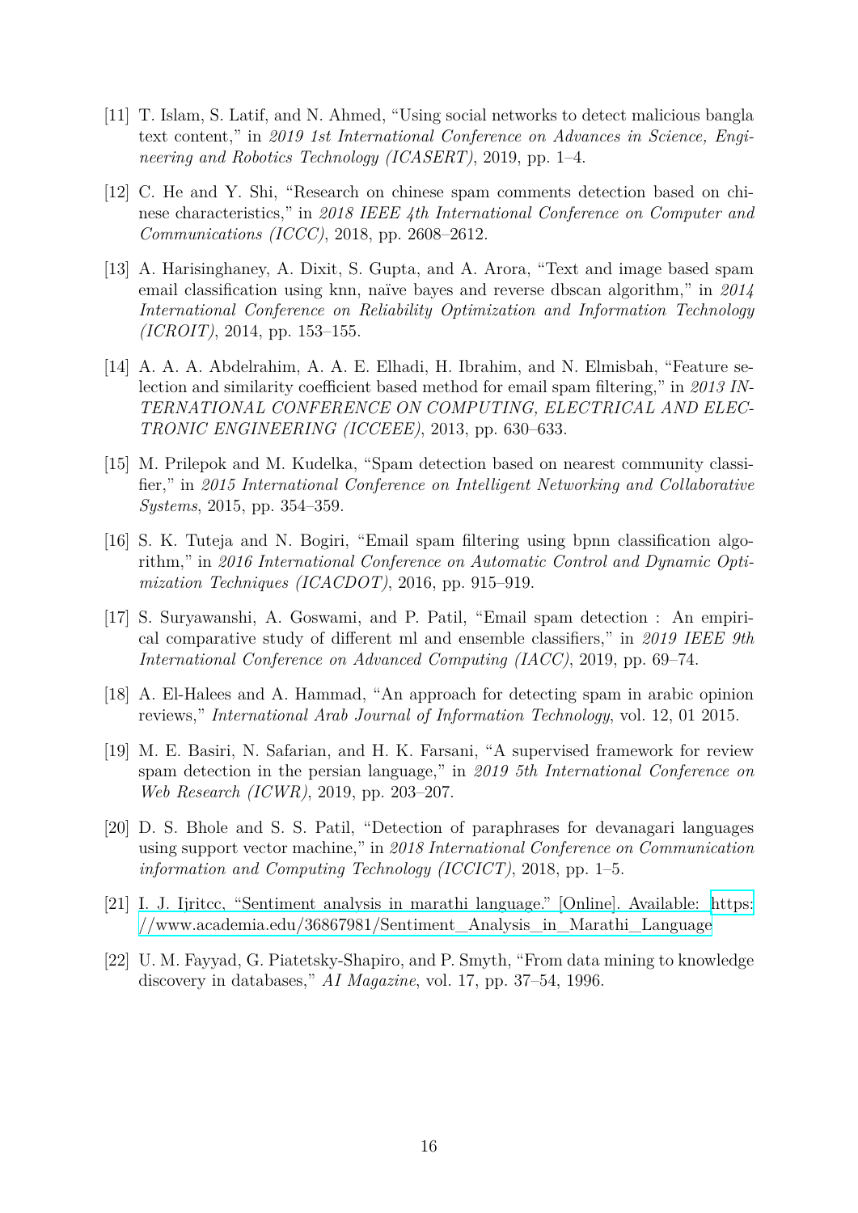[11] T. Islam, S. Latif, and N. Ahmed, "Using social networks to detect malicious bangla text content," in *2019 1st International Conference on Advances in Science, Engineering and Robotics Technology (ICASERT)*, 2019, pp. 1–4.

[12] C. He and Y. Shi, "Research on chinese spam comments detection based on chinese characteristics," in *2018 IEEE 4th International Conference on Computer and Communications (ICCC)*, 2018, pp. 2608–2612.

[13] A. Harisinghaney, A. Dixit, S. Gupta, and A. Arora, "Text and image based spam email classification using knn, naïve bayes and reverse dbscan algorithm," in *2014 International Conference on Reliability Optimization and Information Technology (ICROIT)*, 2014, pp. 153–155.

[14] A. A. A. Abdelrahim, A. A. E. Elhadi, H. Ibrahim, and N. Elmisbah, "Feature selection and similarity coefficient based method for email spam filtering," in *2013 INTERNATIONAL CONFERENCE ON COMPUTING, ELECTRICAL AND ELECTRONIC ENGINEERING (ICCEEE)*, 2013, pp. 630–633.

[15] M. Prilepok and M. Kudelka, "Spam detection based on nearest community classifier," in *2015 International Conference on Intelligent Networking and Collaborative Systems*, 2015, pp. 354–359.

[16] S. K. Tuteja and N. Bogiri, "Email spam filtering using bpnn classification algorithm," in *2016 International Conference on Automatic Control and Dynamic Optimization Techniques (ICACDOT)*, 2016, pp. 915–919.

[17] S. Suryawanshi, A. Goswami, and P. Patil, "Email spam detection : An empirical comparative study of different ml and ensemble classifiers," in *2019 IEEE 9th International Conference on Advanced Computing (IACC)*, 2019, pp. 69–74.

[18] A. El-Halees and A. Hammad, "An approach for detecting spam in arabic opinion reviews," *International Arab Journal of Information Technology*, vol. 12, 01 2015.

[19] M. E. Basiri, N. Safarian, and H. K. Farsani, "A supervised framework for review spam detection in the persian language," in *2019 5th International Conference on Web Research (ICWR)*, 2019, pp. 203–207.

[20] D. S. Bhole and S. S. Patil, "Detection of paraphrases for devanagari languages using support vector machine," in *2018 International Conference on Communication information and Computing Technology (ICCICT)*, 2018, pp. 1–5.

[21] I. J. Ijritcc, "Sentiment analysis in marathi language." [Online]. Available: https://www.academia.edu/36867981/Sentiment_Analysis_in_Marathi_Language

[22] U. M. Fayyad, G. Piatetsky-Shapiro, and P. Smyth, "From data mining to knowledge discovery in databases," *AI Magazine*, vol. 17, pp. 37–54, 1996.